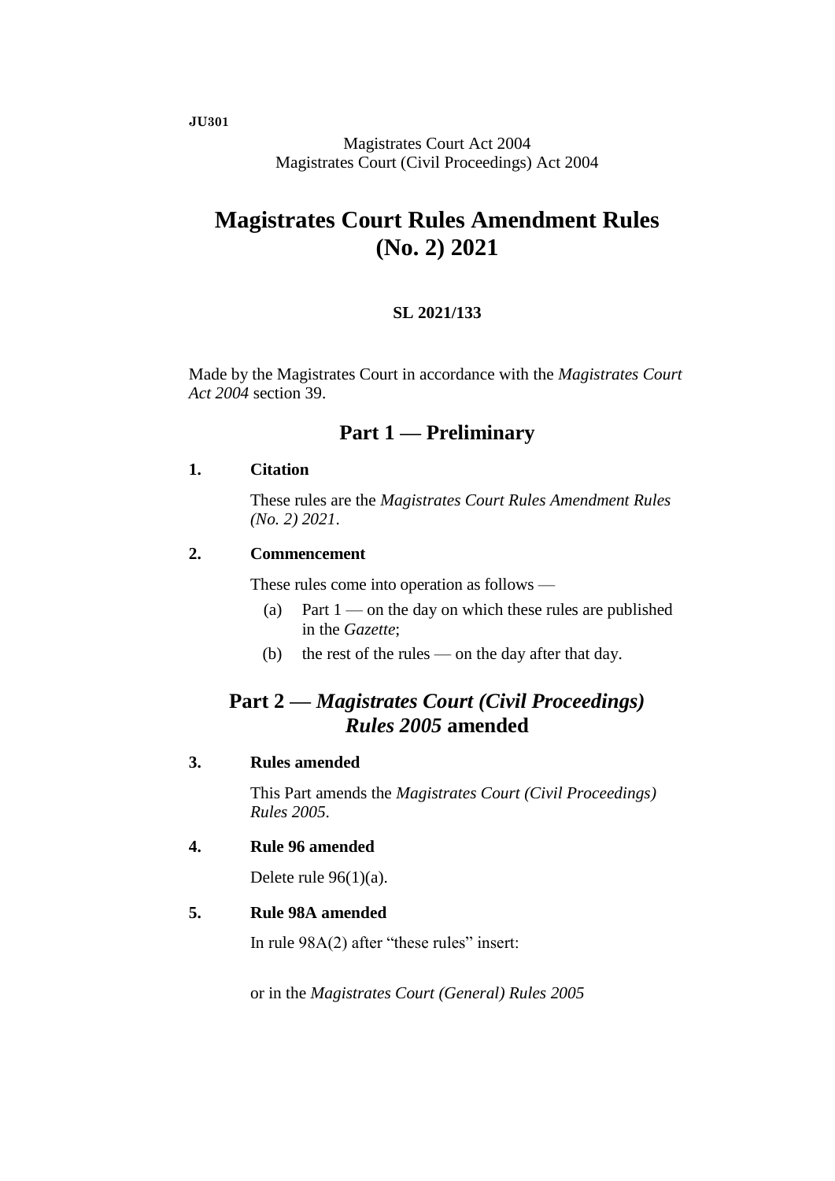**JU301**

Magistrates Court Act 2004
Magistrates Court (Civil Proceedings) Act 2004

# Magistrates Court Rules Amendment Rules (No. 2) 2021

**SL 2021/133**

Made by the Magistrates Court in accordance with the *Magistrates Court Act 2004* section 39.

## Part 1 — Preliminary

### 1. Citation

These rules are the *Magistrates Court Rules Amendment Rules (No. 2) 2021*.

### 2. Commencement

These rules come into operation as follows —

(a) Part 1 — on the day on which these rules are published in the *Gazette*;

(b) the rest of the rules — on the day after that day.

## Part 2 — *Magistrates Court (Civil Proceedings) Rules 2005* amended

### 3. Rules amended

This Part amends the *Magistrates Court (Civil Proceedings) Rules 2005*.

### 4. Rule 96 amended

Delete rule 96(1)(a).

### 5. Rule 98A amended

In rule 98A(2) after "these rules" insert:

or in the *Magistrates Court (General) Rules 2005*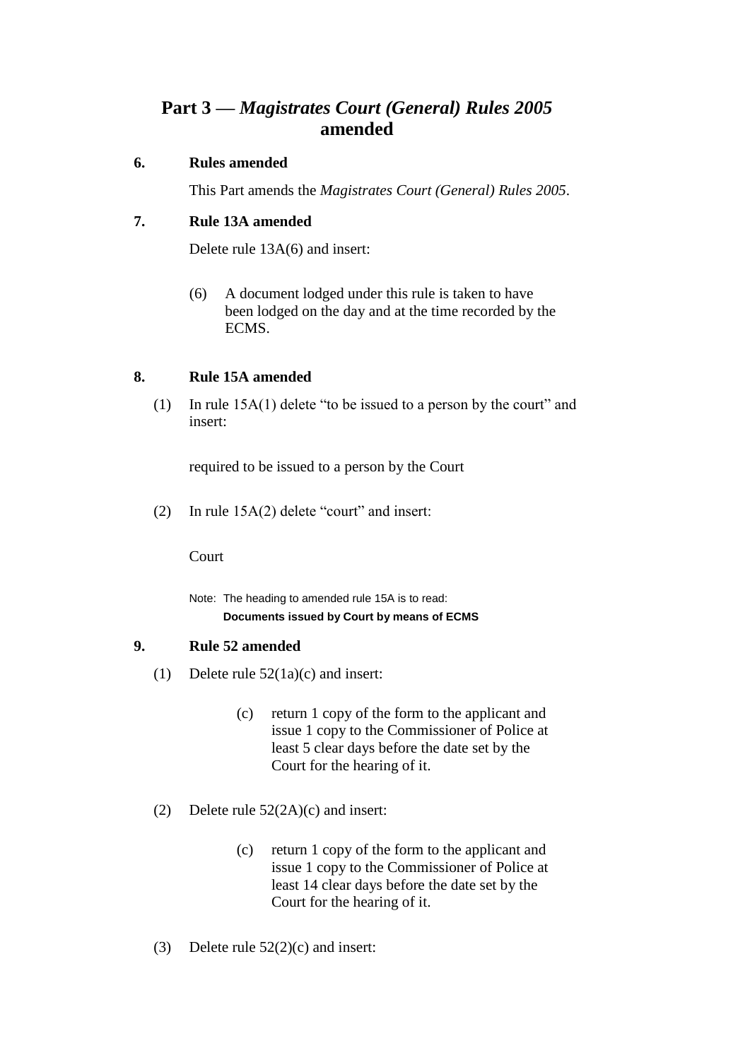## Part 3 — *Magistrates Court (General) Rules 2005* amended

**6. Rules amended**

This Part amends the *Magistrates Court (General) Rules 2005*.

**7. Rule 13A amended**

Delete rule 13A(6) and insert:

(6) A document lodged under this rule is taken to have been lodged on the day and at the time recorded by the ECMS.

**8. Rule 15A amended**

(1) In rule 15A(1) delete "to be issued to a person by the court" and insert:

required to be issued to a person by the Court

(2) In rule 15A(2) delete "court" and insert:

Court

Note: The heading to amended rule 15A is to read:
**Documents issued by Court by means of ECMS**

**9. Rule 52 amended**

(1) Delete rule 52(1a)(c) and insert:

(c) return 1 copy of the form to the applicant and issue 1 copy to the Commissioner of Police at least 5 clear days before the date set by the Court for the hearing of it.

(2) Delete rule 52(2A)(c) and insert:

(c) return 1 copy of the form to the applicant and issue 1 copy to the Commissioner of Police at least 14 clear days before the date set by the Court for the hearing of it.

(3) Delete rule 52(2)(c) and insert: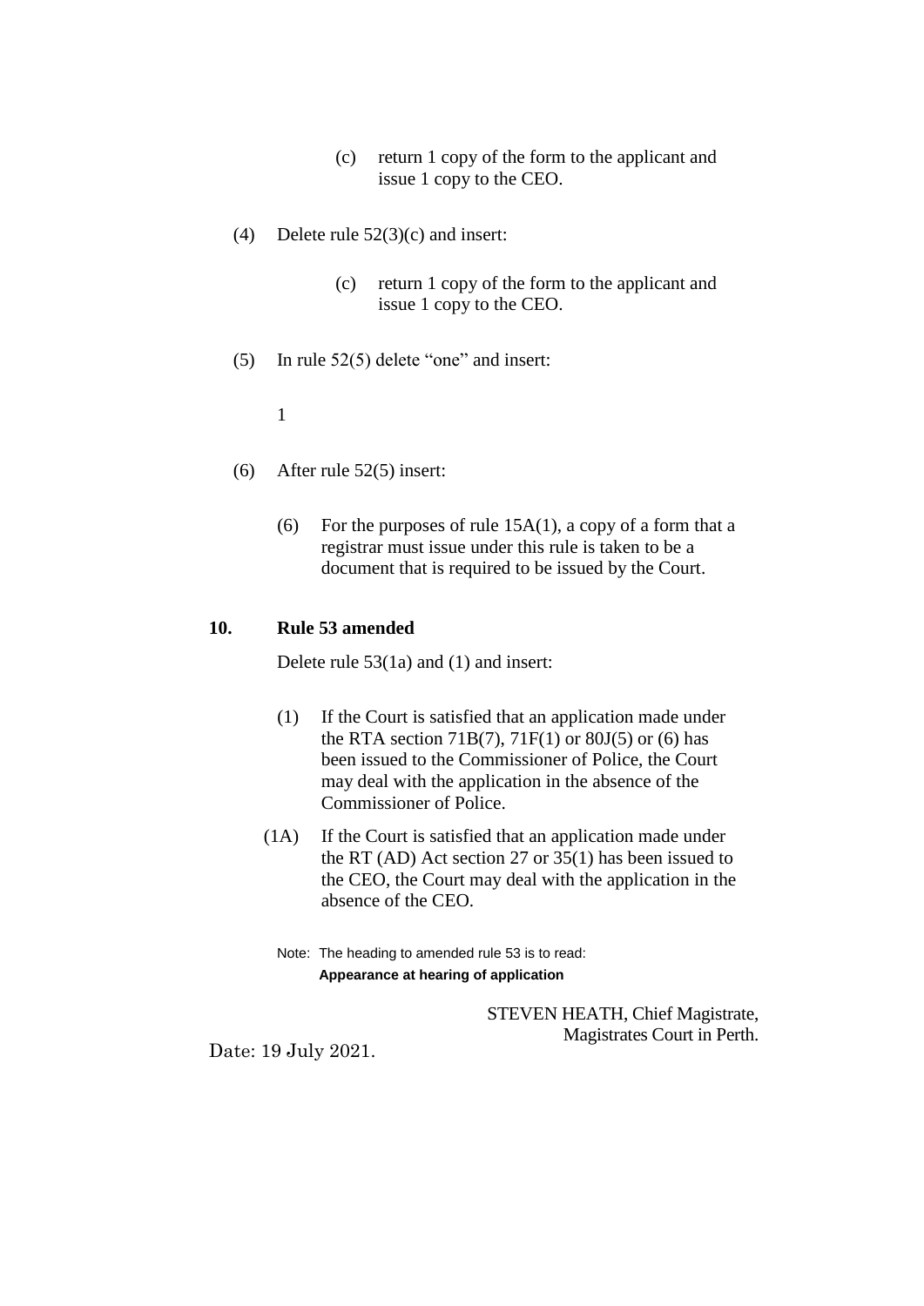(c) return 1 copy of the form to the applicant and issue 1 copy to the CEO.

(4) Delete rule 52(3)(c) and insert:

(c) return 1 copy of the form to the applicant and issue 1 copy to the CEO.

(5) In rule 52(5) delete "one" and insert:

1

(6) After rule 52(5) insert:

(6) For the purposes of rule 15A(1), a copy of a form that a registrar must issue under this rule is taken to be a document that is required to be issued by the Court.

### 10. Rule 53 amended

Delete rule 53(1a) and (1) and insert:

(1) If the Court is satisfied that an application made under the RTA section 71B(7), 71F(1) or 80J(5) or (6) has been issued to the Commissioner of Police, the Court may deal with the application in the absence of the Commissioner of Police.

(1A) If the Court is satisfied that an application made under the RT (AD) Act section 27 or 35(1) has been issued to the CEO, the Court may deal with the application in the absence of the CEO.

Note: The heading to amended rule 53 is to read:
**Appearance at hearing of application**

STEVEN HEATH, Chief Magistrate,
Magistrates Court in Perth.

Date: 19 July 2021.